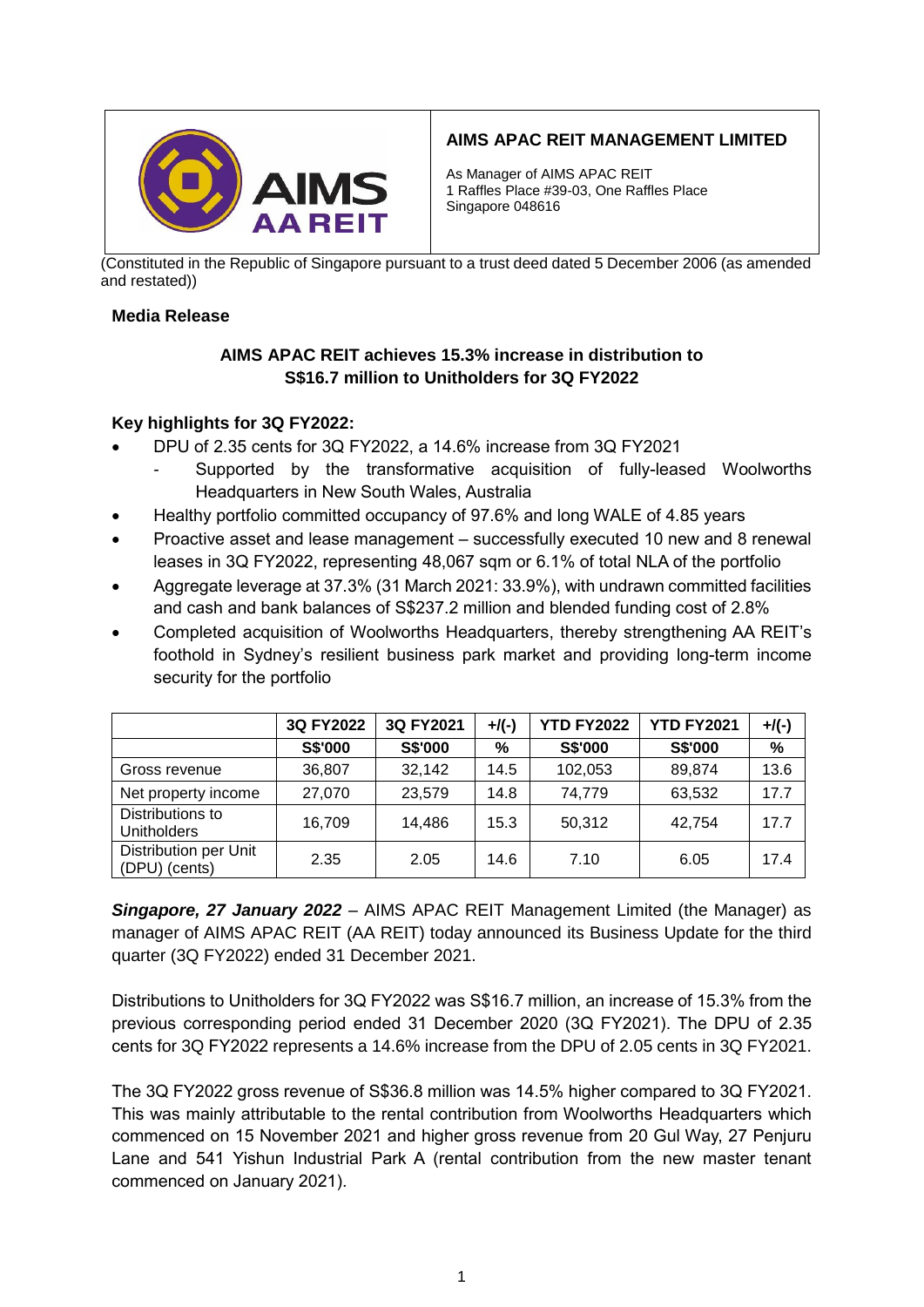**AIMS APAC REIT MANAGEMENT LIMITED**

As Manager of AIMS APAC REIT
1 Raffles Place #39-03, One Raffles Place
Singapore 048616

(Constituted in the Republic of Singapore pursuant to a trust deed dated 5 December 2006 (as amended and restated))

**Media Release**

## AIMS APAC REIT achieves 15.3% increase in distribution to S$16.7 million to Unitholders for 3Q FY2022

**Key highlights for 3Q FY2022:**

- DPU of 2.35 cents for 3Q FY2022, a 14.6% increase from 3Q FY2021
  - Supported by the transformative acquisition of fully-leased Woolworths Headquarters in New South Wales, Australia
- Healthy portfolio committed occupancy of 97.6% and long WALE of 4.85 years
- Proactive asset and lease management – successfully executed 10 new and 8 renewal leases in 3Q FY2022, representing 48,067 sqm or 6.1% of total NLA of the portfolio
- Aggregate leverage at 37.3% (31 March 2021: 33.9%), with undrawn committed facilities and cash and bank balances of S$237.2 million and blended funding cost of 2.8%
- Completed acquisition of Woolworths Headquarters, thereby strengthening AA REIT's foothold in Sydney's resilient business park market and providing long-term income security for the portfolio

| | 3Q FY2022 | 3Q FY2021 | +/(-) | YTD FY2022 | YTD FY2021 | +/(-) |
|---|---|---|---|---|---|---|
| | S$'000 | S$'000 | % | S$'000 | S$'000 | % |
| Gross revenue | 36,807 | 32,142 | 14.5 | 102,053 | 89,874 | 13.6 |
| Net property income | 27,070 | 23,579 | 14.8 | 74,779 | 63,532 | 17.7 |
| Distributions to Unitholders | 16,709 | 14,486 | 15.3 | 50,312 | 42,754 | 17.7 |
| Distribution per Unit (DPU) (cents) | 2.35 | 2.05 | 14.6 | 7.10 | 6.05 | 17.4 |

***Singapore, 27 January 2022*** – AIMS APAC REIT Management Limited (the Manager) as manager of AIMS APAC REIT (AA REIT) today announced its Business Update for the third quarter (3Q FY2022) ended 31 December 2021.

Distributions to Unitholders for 3Q FY2022 was S$16.7 million, an increase of 15.3% from the previous corresponding period ended 31 December 2020 (3Q FY2021). The DPU of 2.35 cents for 3Q FY2022 represents a 14.6% increase from the DPU of 2.05 cents in 3Q FY2021.

The 3Q FY2022 gross revenue of S$36.8 million was 14.5% higher compared to 3Q FY2021. This was mainly attributable to the rental contribution from Woolworths Headquarters which commenced on 15 November 2021 and higher gross revenue from 20 Gul Way, 27 Penjuru Lane and 541 Yishun Industrial Park A (rental contribution from the new master tenant commenced on January 2021).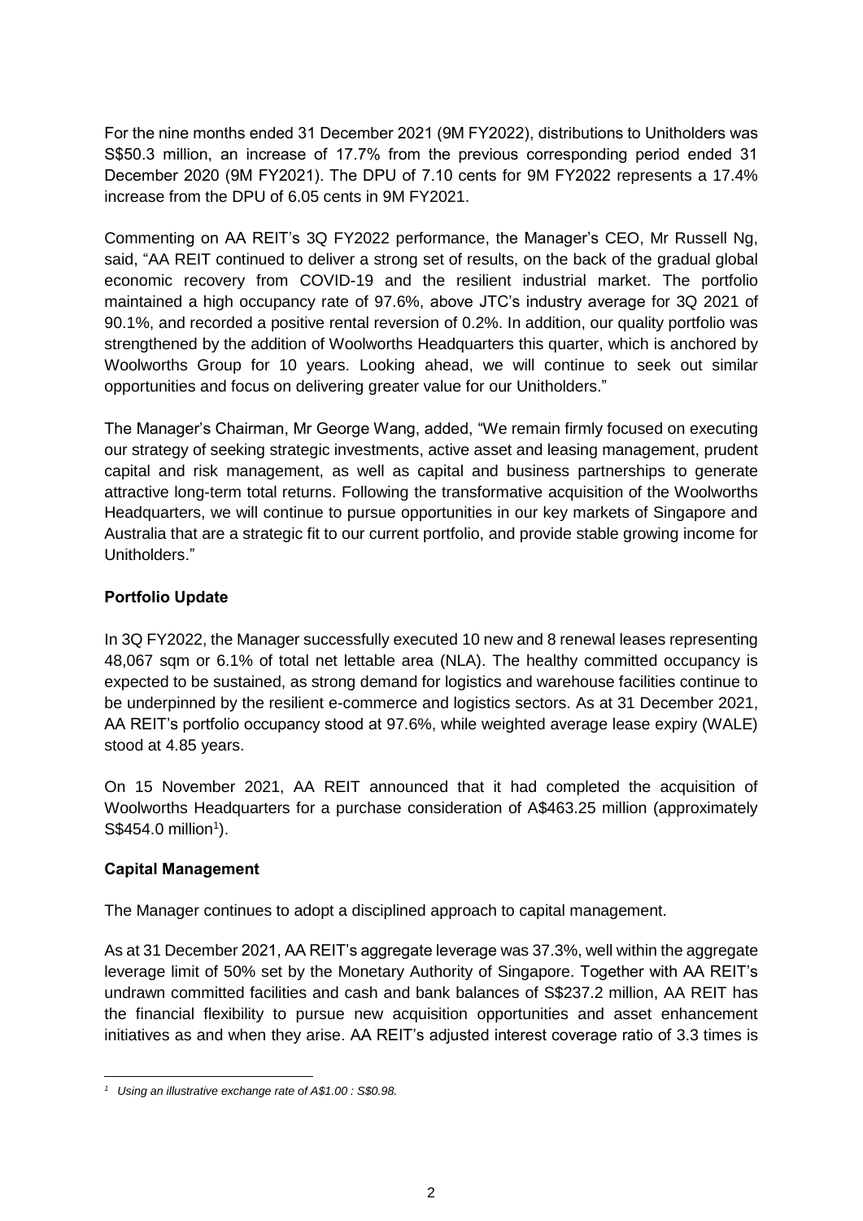For the nine months ended 31 December 2021 (9M FY2022), distributions to Unitholders was S$50.3 million, an increase of 17.7% from the previous corresponding period ended 31 December 2020 (9M FY2021). The DPU of 7.10 cents for 9M FY2022 represents a 17.4% increase from the DPU of 6.05 cents in 9M FY2021.

Commenting on AA REIT's 3Q FY2022 performance, the Manager's CEO, Mr Russell Ng, said, "AA REIT continued to deliver a strong set of results, on the back of the gradual global economic recovery from COVID-19 and the resilient industrial market. The portfolio maintained a high occupancy rate of 97.6%, above JTC's industry average for 3Q 2021 of 90.1%, and recorded a positive rental reversion of 0.2%. In addition, our quality portfolio was strengthened by the addition of Woolworths Headquarters this quarter, which is anchored by Woolworths Group for 10 years. Looking ahead, we will continue to seek out similar opportunities and focus on delivering greater value for our Unitholders."

The Manager's Chairman, Mr George Wang, added, "We remain firmly focused on executing our strategy of seeking strategic investments, active asset and leasing management, prudent capital and risk management, as well as capital and business partnerships to generate attractive long-term total returns. Following the transformative acquisition of the Woolworths Headquarters, we will continue to pursue opportunities in our key markets of Singapore and Australia that are a strategic fit to our current portfolio, and provide stable growing income for Unitholders."

**Portfolio Update**

In 3Q FY2022, the Manager successfully executed 10 new and 8 renewal leases representing 48,067 sqm or 6.1% of total net lettable area (NLA). The healthy committed occupancy is expected to be sustained, as strong demand for logistics and warehouse facilities continue to be underpinned by the resilient e-commerce and logistics sectors. As at 31 December 2021, AA REIT's portfolio occupancy stood at 97.6%, while weighted average lease expiry (WALE) stood at 4.85 years.

On 15 November 2021, AA REIT announced that it had completed the acquisition of Woolworths Headquarters for a purchase consideration of A$463.25 million (approximately S$454.0 million[1]).

**Capital Management**

The Manager continues to adopt a disciplined approach to capital management.

As at 31 December 2021, AA REIT's aggregate leverage was 37.3%, well within the aggregate leverage limit of 50% set by the Monetary Authority of Singapore. Together with AA REIT's undrawn committed facilities and cash and bank balances of S$237.2 million, AA REIT has the financial flexibility to pursue new acquisition opportunities and asset enhancement initiatives as and when they arise. AA REIT's adjusted interest coverage ratio of 3.3 times is

---

[1] *Using an illustrative exchange rate of A$1.00 : S$0.98.*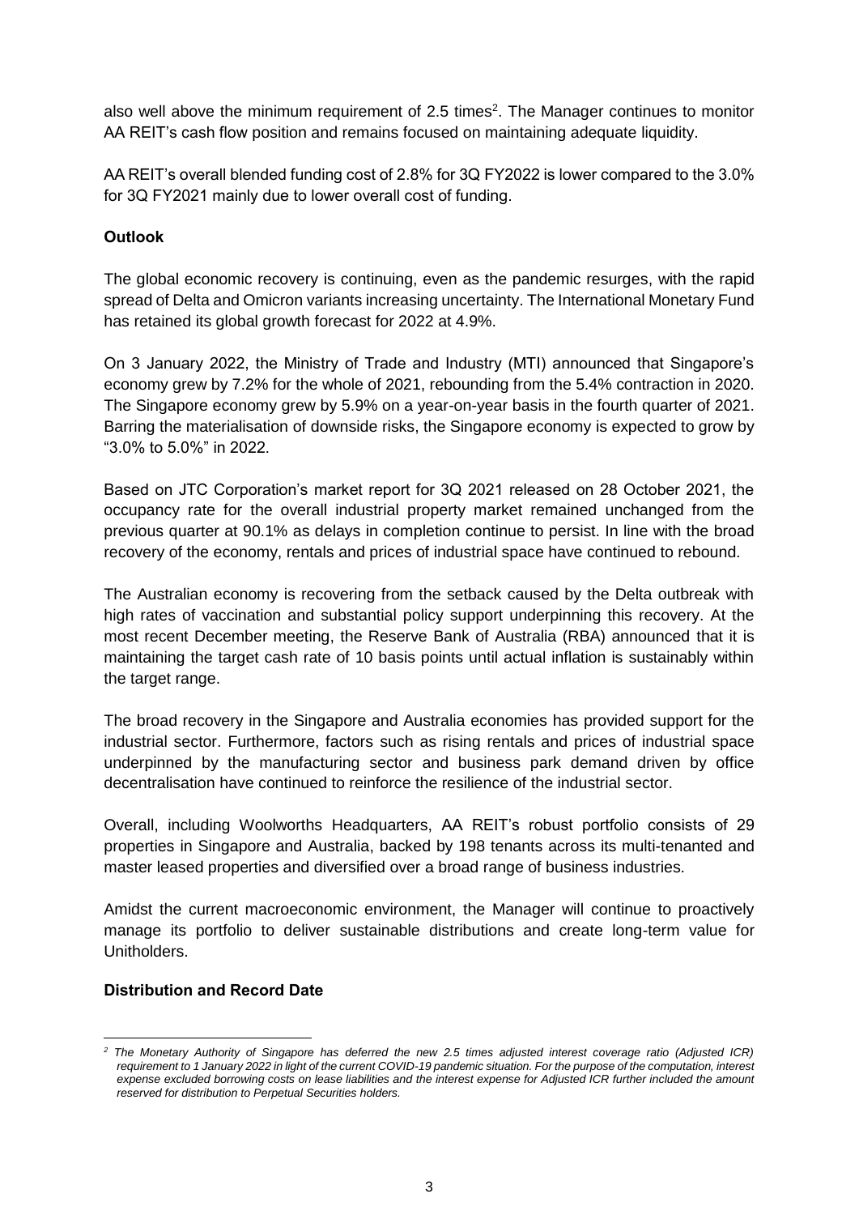also well above the minimum requirement of 2.5 times[2]. The Manager continues to monitor AA REIT's cash flow position and remains focused on maintaining adequate liquidity.

AA REIT's overall blended funding cost of 2.8% for 3Q FY2022 is lower compared to the 3.0% for 3Q FY2021 mainly due to lower overall cost of funding.

**Outlook**

The global economic recovery is continuing, even as the pandemic resurges, with the rapid spread of Delta and Omicron variants increasing uncertainty. The International Monetary Fund has retained its global growth forecast for 2022 at 4.9%.

On 3 January 2022, the Ministry of Trade and Industry (MTI) announced that Singapore's economy grew by 7.2% for the whole of 2021, rebounding from the 5.4% contraction in 2020. The Singapore economy grew by 5.9% on a year-on-year basis in the fourth quarter of 2021. Barring the materialisation of downside risks, the Singapore economy is expected to grow by "3.0% to 5.0%" in 2022.

Based on JTC Corporation's market report for 3Q 2021 released on 28 October 2021, the occupancy rate for the overall industrial property market remained unchanged from the previous quarter at 90.1% as delays in completion continue to persist. In line with the broad recovery of the economy, rentals and prices of industrial space have continued to rebound.

The Australian economy is recovering from the setback caused by the Delta outbreak with high rates of vaccination and substantial policy support underpinning this recovery. At the most recent December meeting, the Reserve Bank of Australia (RBA) announced that it is maintaining the target cash rate of 10 basis points until actual inflation is sustainably within the target range.

The broad recovery in the Singapore and Australia economies has provided support for the industrial sector. Furthermore, factors such as rising rentals and prices of industrial space underpinned by the manufacturing sector and business park demand driven by office decentralisation have continued to reinforce the resilience of the industrial sector.

Overall, including Woolworths Headquarters, AA REIT's robust portfolio consists of 29 properties in Singapore and Australia, backed by 198 tenants across its multi-tenanted and master leased properties and diversified over a broad range of business industries.

Amidst the current macroeconomic environment, the Manager will continue to proactively manage its portfolio to deliver sustainable distributions and create long-term value for Unitholders.

**Distribution and Record Date**

---

*[2] The Monetary Authority of Singapore has deferred the new 2.5 times adjusted interest coverage ratio (Adjusted ICR) requirement to 1 January 2022 in light of the current COVID-19 pandemic situation. For the purpose of the computation, interest expense excluded borrowing costs on lease liabilities and the interest expense for Adjusted ICR further included the amount reserved for distribution to Perpetual Securities holders.*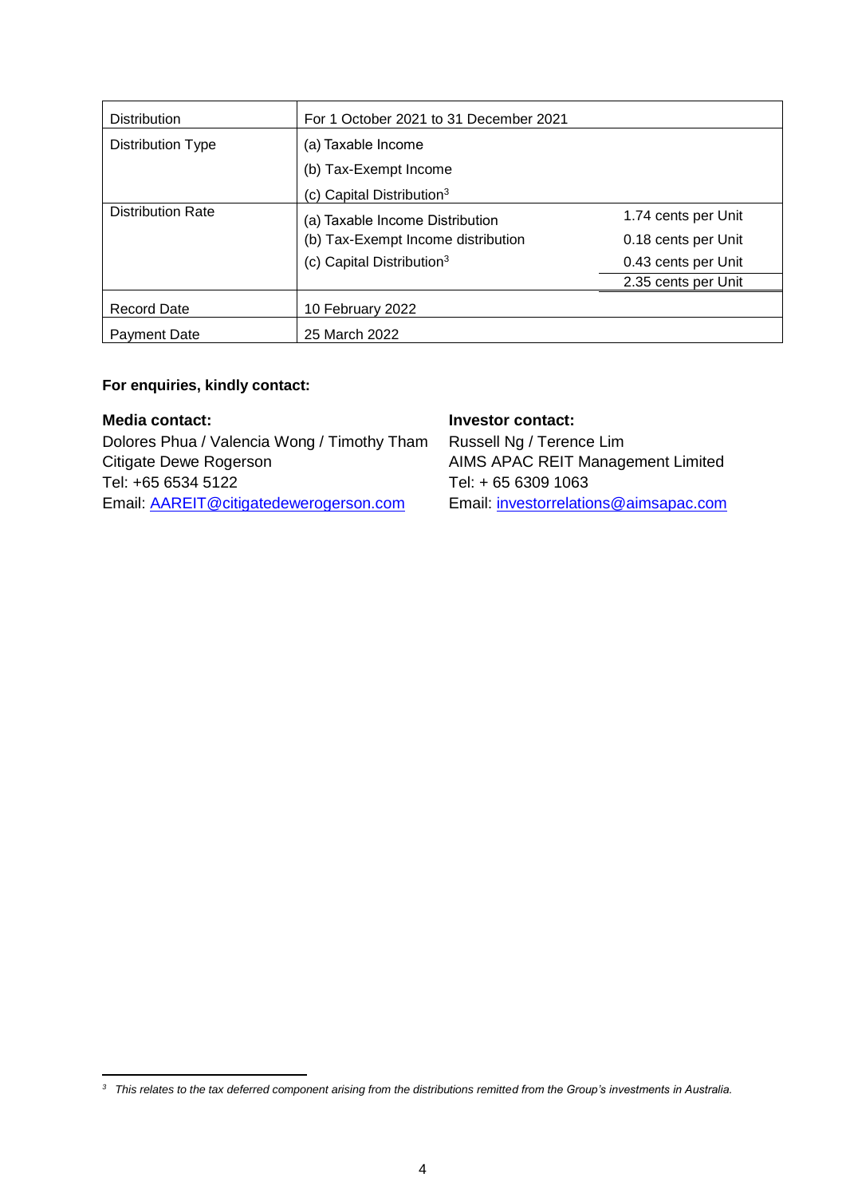| Distribution | For 1 October 2021 to 31 December 2021 | |
|---|---|---|
| Distribution Type | (a) Taxable Income<br>(b) Tax-Exempt Income<br>(c) Capital Distribution[3] | |
| Distribution Rate | (a) Taxable Income Distribution | 1.74 cents per Unit |
| | (b) Tax-Exempt Income distribution | 0.18 cents per Unit |
| | (c) Capital Distribution[3] | 0.43 cents per Unit |
| | | 2.35 cents per Unit |
| Record Date | 10 February 2022 | |
| Payment Date | 25 March 2022 | |

**For enquiries, kindly contact:**

**Media contact:**
Dolores Phua / Valencia Wong / Timothy Tham
Citigate Dewe Rogerson
Tel: +65 6534 5122
Email: AAREIT@citigatedewerogerson.com

**Investor contact:**
Russell Ng / Terence Lim
AIMS APAC REIT Management Limited
Tel: + 65 6309 1063
Email: investorrelations@aimsapac.com

---

[3] *This relates to the tax deferred component arising from the distributions remitted from the Group's investments in Australia.*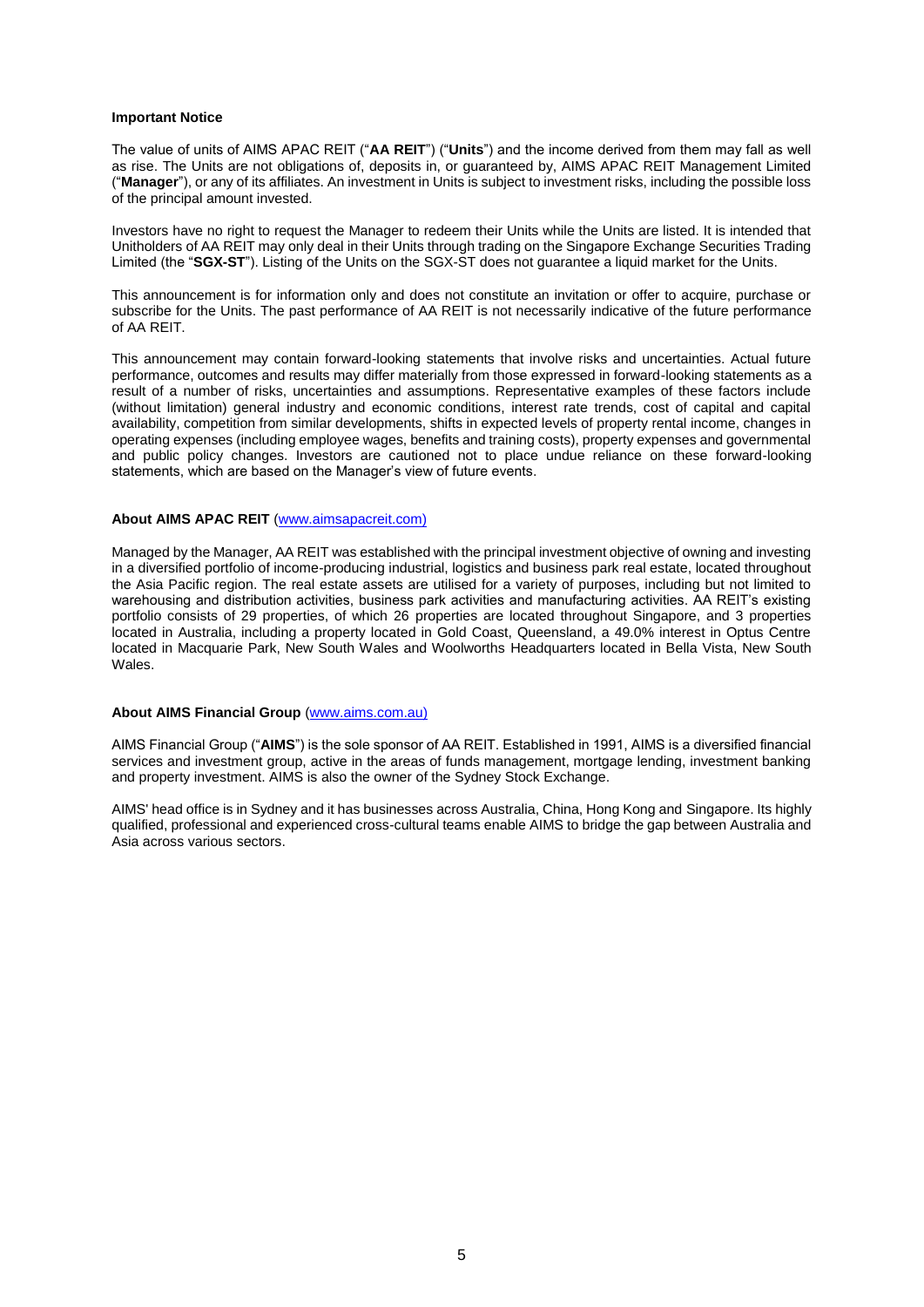**Important Notice**

The value of units of AIMS APAC REIT ("**AA REIT**") ("**Units**") and the income derived from them may fall as well as rise. The Units are not obligations of, deposits in, or guaranteed by, AIMS APAC REIT Management Limited ("**Manager**"), or any of its affiliates. An investment in Units is subject to investment risks, including the possible loss of the principal amount invested.

Investors have no right to request the Manager to redeem their Units while the Units are listed. It is intended that Unitholders of AA REIT may only deal in their Units through trading on the Singapore Exchange Securities Trading Limited (the "**SGX-ST**"). Listing of the Units on the SGX-ST does not guarantee a liquid market for the Units.

This announcement is for information only and does not constitute an invitation or offer to acquire, purchase or subscribe for the Units. The past performance of AA REIT is not necessarily indicative of the future performance of AA REIT.

This announcement may contain forward-looking statements that involve risks and uncertainties. Actual future performance, outcomes and results may differ materially from those expressed in forward-looking statements as a result of a number of risks, uncertainties and assumptions. Representative examples of these factors include (without limitation) general industry and economic conditions, interest rate trends, cost of capital and capital availability, competition from similar developments, shifts in expected levels of property rental income, changes in operating expenses (including employee wages, benefits and training costs), property expenses and governmental and public policy changes. Investors are cautioned not to place undue reliance on these forward-looking statements, which are based on the Manager's view of future events.

**About AIMS APAC REIT** (www.aimsapacreit.com)

Managed by the Manager, AA REIT was established with the principal investment objective of owning and investing in a diversified portfolio of income-producing industrial, logistics and business park real estate, located throughout the Asia Pacific region. The real estate assets are utilised for a variety of purposes, including but not limited to warehousing and distribution activities, business park activities and manufacturing activities. AA REIT's existing portfolio consists of 29 properties, of which 26 properties are located throughout Singapore, and 3 properties located in Australia, including a property located in Gold Coast, Queensland, a 49.0% interest in Optus Centre located in Macquarie Park, New South Wales and Woolworths Headquarters located in Bella Vista, New South Wales.

**About AIMS Financial Group** (www.aims.com.au)

AIMS Financial Group ("**AIMS**") is the sole sponsor of AA REIT. Established in 1991, AIMS is a diversified financial services and investment group, active in the areas of funds management, mortgage lending, investment banking and property investment. AIMS is also the owner of the Sydney Stock Exchange.

AIMS' head office is in Sydney and it has businesses across Australia, China, Hong Kong and Singapore. Its highly qualified, professional and experienced cross-cultural teams enable AIMS to bridge the gap between Australia and Asia across various sectors.